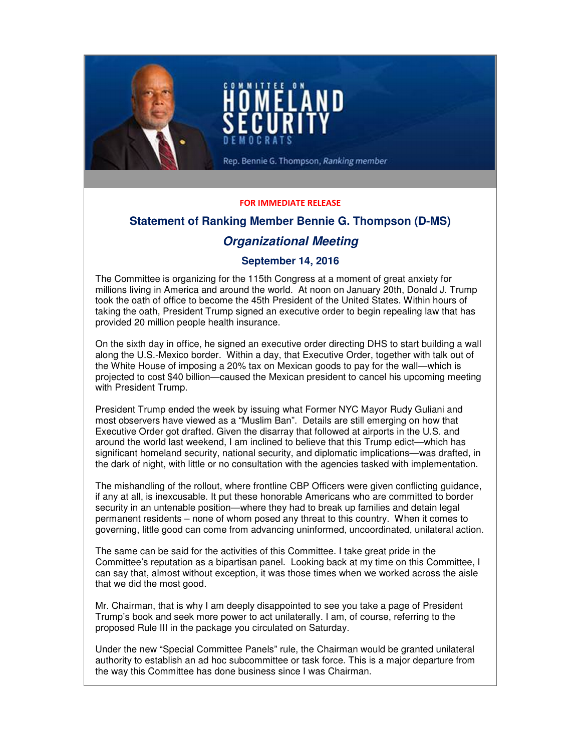COMMITTEE ON HOMELAND SECURITY DEMOCRATS

Rep. Bennie G. Thompson, *Ranking member*

**FOR IMMEDIATE RELEASE**

## Statement of Ranking Member Bennie G. Thompson (D-MS)

### *Organizational Meeting*

### September 14, 2016

The Committee is organizing for the 115th Congress at a moment of great anxiety for millions living in America and around the world. At noon on January 20th, Donald J. Trump took the oath of office to become the 45th President of the United States. Within hours of taking the oath, President Trump signed an executive order to begin repealing law that has provided 20 million people health insurance.

On the sixth day in office, he signed an executive order directing DHS to start building a wall along the U.S.-Mexico border. Within a day, that Executive Order, together with talk out of the White House of imposing a 20% tax on Mexican goods to pay for the wall—which is projected to cost $40 billion—caused the Mexican president to cancel his upcoming meeting with President Trump.

President Trump ended the week by issuing what Former NYC Mayor Rudy Guliani and most observers have viewed as a “Muslim Ban”. Details are still emerging on how that Executive Order got drafted. Given the disarray that followed at airports in the U.S. and around the world last weekend, I am inclined to believe that this Trump edict—which has significant homeland security, national security, and diplomatic implications—was drafted, in the dark of night, with little or no consultation with the agencies tasked with implementation.

The mishandling of the rollout, where frontline CBP Officers were given conflicting guidance, if any at all, is inexcusable. It put these honorable Americans who are committed to border security in an untenable position—where they had to break up families and detain legal permanent residents – none of whom posed any threat to this country. When it comes to governing, little good can come from advancing uninformed, uncoordinated, unilateral action.

The same can be said for the activities of this Committee. I take great pride in the Committee’s reputation as a bipartisan panel. Looking back at my time on this Committee, I can say that, almost without exception, it was those times when we worked across the aisle that we did the most good.

Mr. Chairman, that is why I am deeply disappointed to see you take a page of President Trump’s book and seek more power to act unilaterally. I am, of course, referring to the proposed Rule III in the package you circulated on Saturday.

Under the new “Special Committee Panels” rule, the Chairman would be granted unilateral authority to establish an ad hoc subcommittee or task force. This is a major departure from the way this Committee has done business since I was Chairman.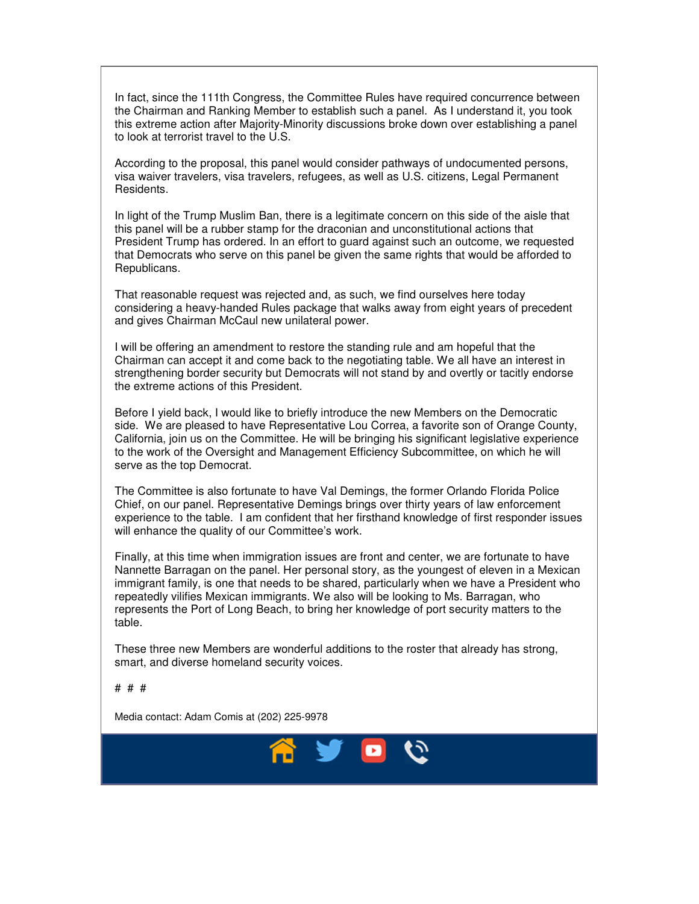In fact, since the 111th Congress, the Committee Rules have required concurrence between the Chairman and Ranking Member to establish such a panel. As I understand it, you took this extreme action after Majority-Minority discussions broke down over establishing a panel to look at terrorist travel to the U.S.

According to the proposal, this panel would consider pathways of undocumented persons, visa waiver travelers, visa travelers, refugees, as well as U.S. citizens, Legal Permanent Residents.

In light of the Trump Muslim Ban, there is a legitimate concern on this side of the aisle that this panel will be a rubber stamp for the draconian and unconstitutional actions that President Trump has ordered. In an effort to guard against such an outcome, we requested that Democrats who serve on this panel be given the same rights that would be afforded to Republicans.

That reasonable request was rejected and, as such, we find ourselves here today considering a heavy-handed Rules package that walks away from eight years of precedent and gives Chairman McCaul new unilateral power.

I will be offering an amendment to restore the standing rule and am hopeful that the Chairman can accept it and come back to the negotiating table. We all have an interest in strengthening border security but Democrats will not stand by and overtly or tacitly endorse the extreme actions of this President.

Before I yield back, I would like to briefly introduce the new Members on the Democratic side. We are pleased to have Representative Lou Correa, a favorite son of Orange County, California, join us on the Committee. He will be bringing his significant legislative experience to the work of the Oversight and Management Efficiency Subcommittee, on which he will serve as the top Democrat.

The Committee is also fortunate to have Val Demings, the former Orlando Florida Police Chief, on our panel. Representative Demings brings over thirty years of law enforcement experience to the table. I am confident that her firsthand knowledge of first responder issues will enhance the quality of our Committee's work.

Finally, at this time when immigration issues are front and center, we are fortunate to have Nannette Barragan on the panel. Her personal story, as the youngest of eleven in a Mexican immigrant family, is one that needs to be shared, particularly when we have a President who repeatedly vilifies Mexican immigrants. We also will be looking to Ms. Barragan, who represents the Port of Long Beach, to bring her knowledge of port security matters to the table.

These three new Members are wonderful additions to the roster that already has strong, smart, and diverse homeland security voices.

# # #

Media contact: Adam Comis at (202) 225-9978